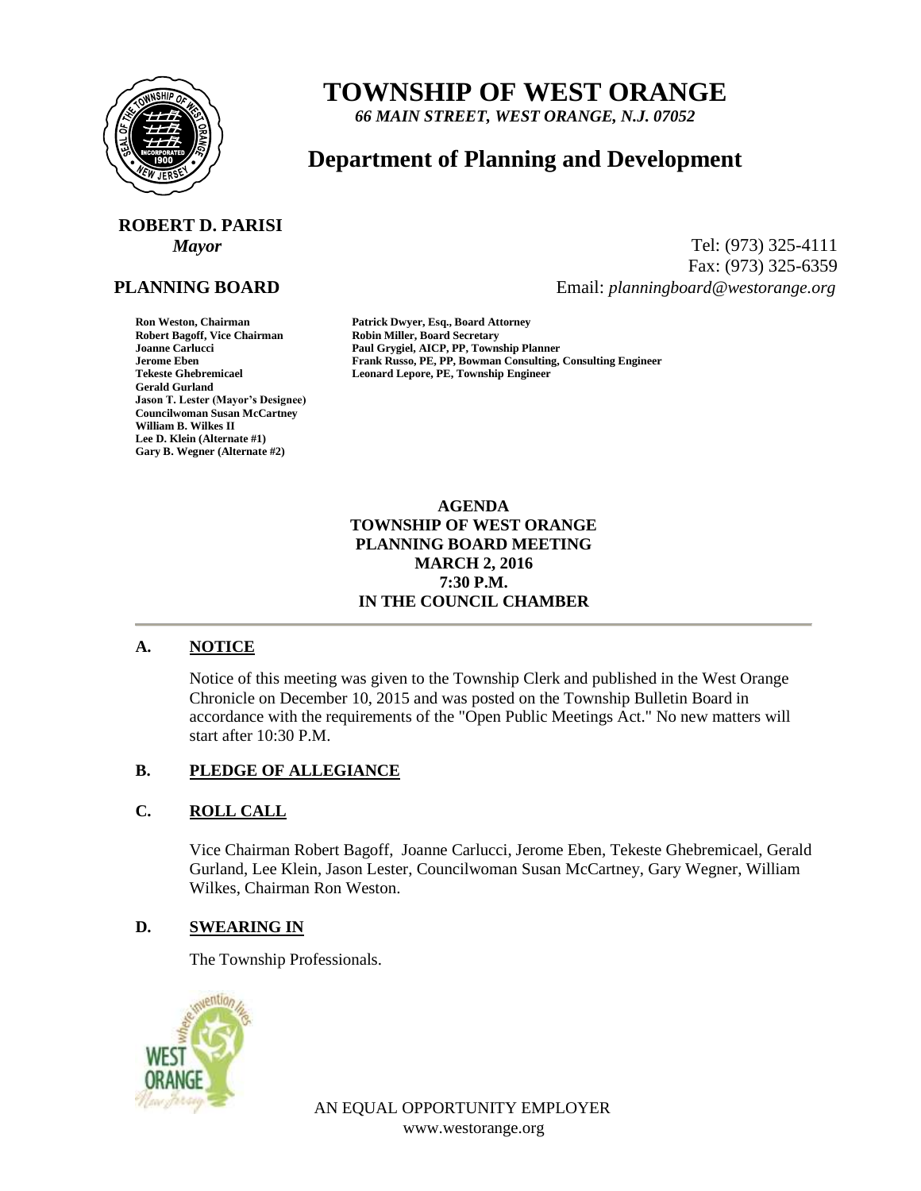# TOWNSHIP OF WEST ORANGE

*66 MAIN STREET, WEST ORANGE, N.J. 07052*

## Department of Planning and Development

**ROBERT D. PARISI**
*Mayor*

Tel: (973) 325-4111
Fax: (973) 325-6359
Email: *planningboard@westorange.org*

**PLANNING BOARD**

**Ron Weston, Chairman**
**Robert Bagoff, Vice Chairman**
**Joanne Carlucci**
**Jerome Eben**
**Tekeste Ghebremicael**
**Gerald Gurland**
**Jason T. Lester (Mayor's Designee)**
**Councilwoman Susan McCartney**
**William B. Wilkes II**
**Lee D. Klein (Alternate #1)**
**Gary B. Wegner (Alternate #2)**

**Patrick Dwyer, Esq., Board Attorney**
**Robin Miller, Board Secretary**
**Paul Grygiel, AICP, PP, Township Planner**
**Frank Russo, PE, PP, Bowman Consulting, Consulting Engineer**
**Leonard Lepore, PE, Township Engineer**

**AGENDA**
**TOWNSHIP OF WEST ORANGE**
**PLANNING BOARD MEETING**
**MARCH 2, 2016**
**7:30 P.M.**
**IN THE COUNCIL CHAMBER**

### A. NOTICE

Notice of this meeting was given to the Township Clerk and published in the West Orange Chronicle on December 10, 2015 and was posted on the Township Bulletin Board in accordance with the requirements of the "Open Public Meetings Act." No new matters will start after 10:30 P.M.

### B. PLEDGE OF ALLEGIANCE

### C. ROLL CALL

Vice Chairman Robert Bagoff, Joanne Carlucci, Jerome Eben, Tekeste Ghebremicael, Gerald Gurland, Lee Klein, Jason Lester, Councilwoman Susan McCartney, Gary Wegner, William Wilkes, Chairman Ron Weston.

### D. SWEARING IN

The Township Professionals.

AN EQUAL OPPORTUNITY EMPLOYER
www.westorange.org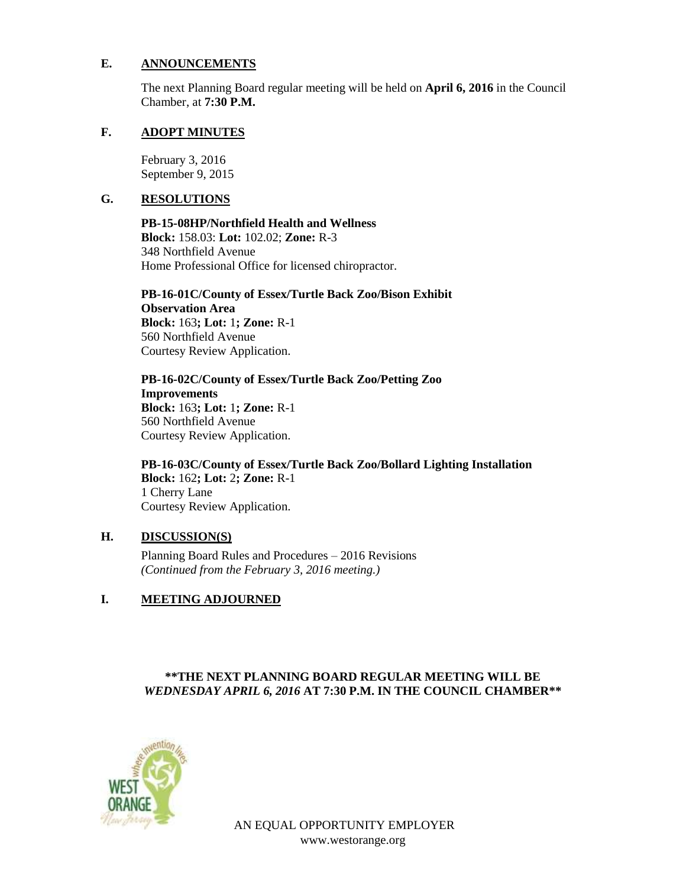## E. ANNOUNCEMENTS

The next Planning Board regular meeting will be held on **April 6, 2016** in the Council Chamber, at **7:30 P.M.**

## F. ADOPT MINUTES

February 3, 2016
September 9, 2015

## G. RESOLUTIONS

**PB-15-08HP/Northfield Health and Wellness**
**Block:** 158.03: **Lot:** 102.02; **Zone:** R-3
348 Northfield Avenue
Home Professional Office for licensed chiropractor.

**PB-16-01C/County of Essex/Turtle Back Zoo/Bison Exhibit Observation Area**
**Block:** 163**; Lot:** 1**; Zone:** R-1
560 Northfield Avenue
Courtesy Review Application.

**PB-16-02C/County of Essex/Turtle Back Zoo/Petting Zoo Improvements**
**Block:** 163**; Lot:** 1**; Zone:** R-1
560 Northfield Avenue
Courtesy Review Application.

**PB-16-03C/County of Essex/Turtle Back Zoo/Bollard Lighting Installation**
**Block:** 162**; Lot:** 2**; Zone:** R-1
1 Cherry Lane
Courtesy Review Application.

## H. DISCUSSION(S)

Planning Board Rules and Procedures – 2016 Revisions
*(Continued from the February 3, 2016 meeting.)*

## I. MEETING ADJOURNED

**\*\*THE NEXT PLANNING BOARD REGULAR MEETING WILL BE *WEDNESDAY APRIL 6, 2016* AT 7:30 P.M. IN THE COUNCIL CHAMBER\*\***

AN EQUAL OPPORTUNITY EMPLOYER
www.westorange.org